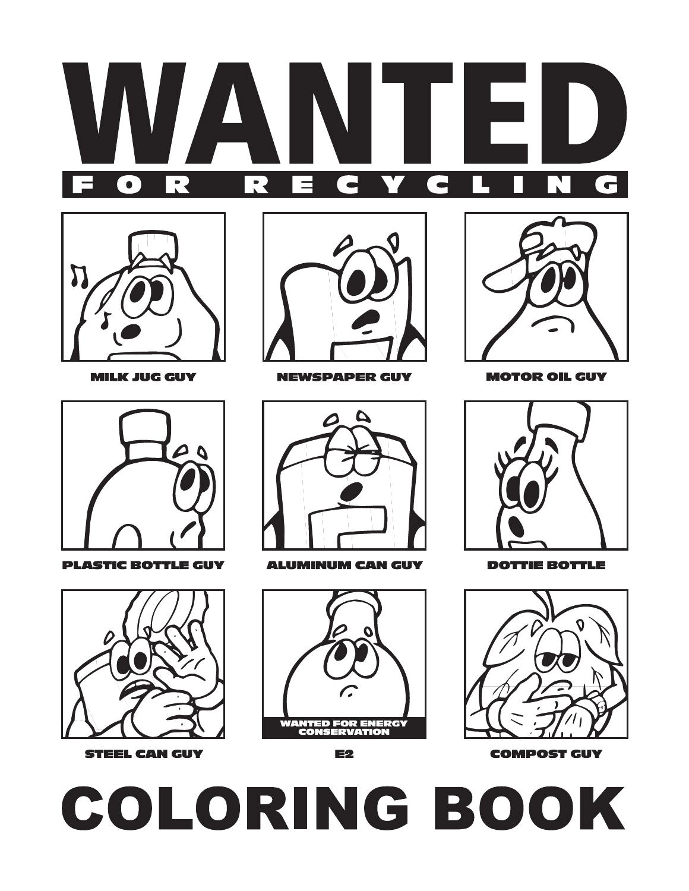# WANTED

## FOR RECYCLING

MILK JUG GUY

NEWSPAPER GUY

MOTOR OIL GUY

PLASTIC BOTTLE GUY

ALUMINUM CAN GUY

DOTTIE BOTTLE

STEEL CAN GUY

WANTED FOR ENERGY CONSERVATION

E2

COMPOST GUY

# COLORING BOOK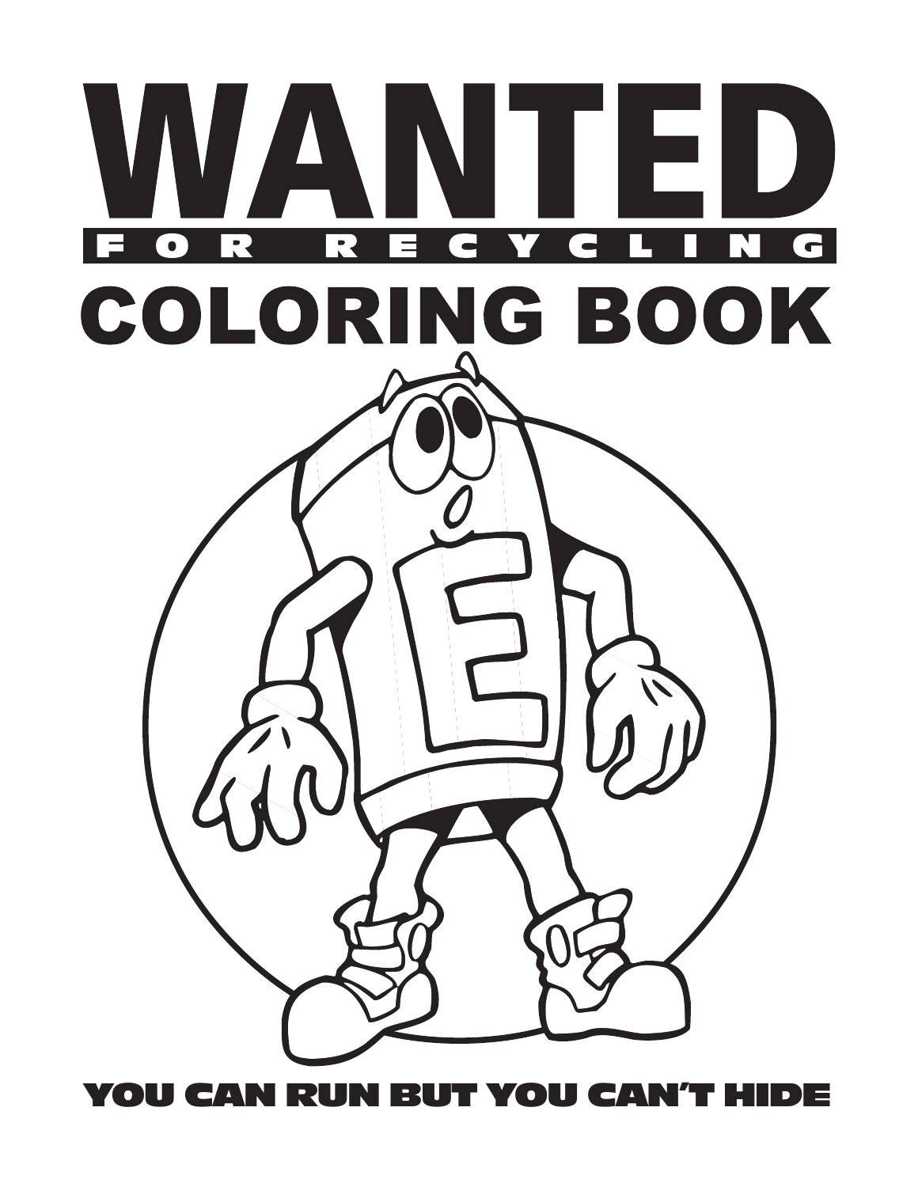# WANTED

FOR RECYCLING

# COLORING BOOK

YOU CAN RUN BUT YOU CAN'T HIDE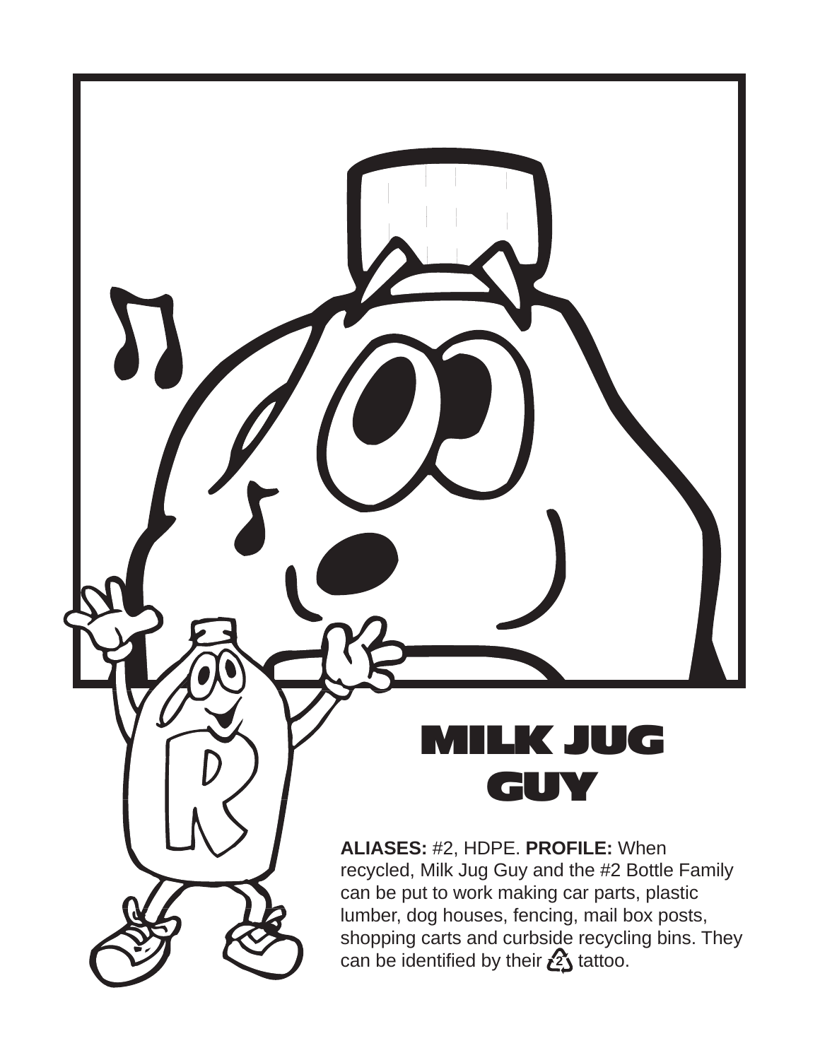# MILK JUG GUY

**ALIASES:** #2, HDPE. **PROFILE:** When recycled, Milk Jug Guy and the #2 Bottle Family can be put to work making car parts, plastic lumber, dog houses, fencing, mail box posts, shopping carts and curbside recycling bins. They can be identified by their ♴ tattoo.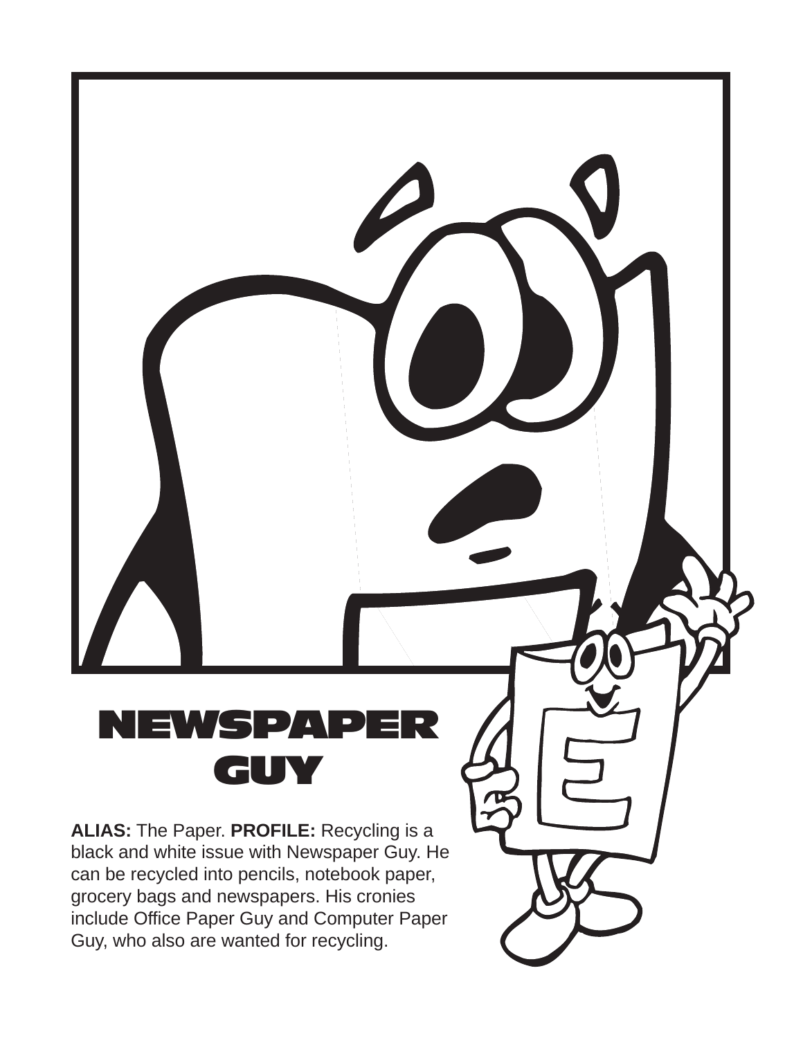# NEWSPAPER GUY

**ALIAS:** The Paper. **PROFILE:** Recycling is a black and white issue with Newspaper Guy. He can be recycled into pencils, notebook paper, grocery bags and newspapers. His cronies include Office Paper Guy and Computer Paper Guy, who also are wanted for recycling.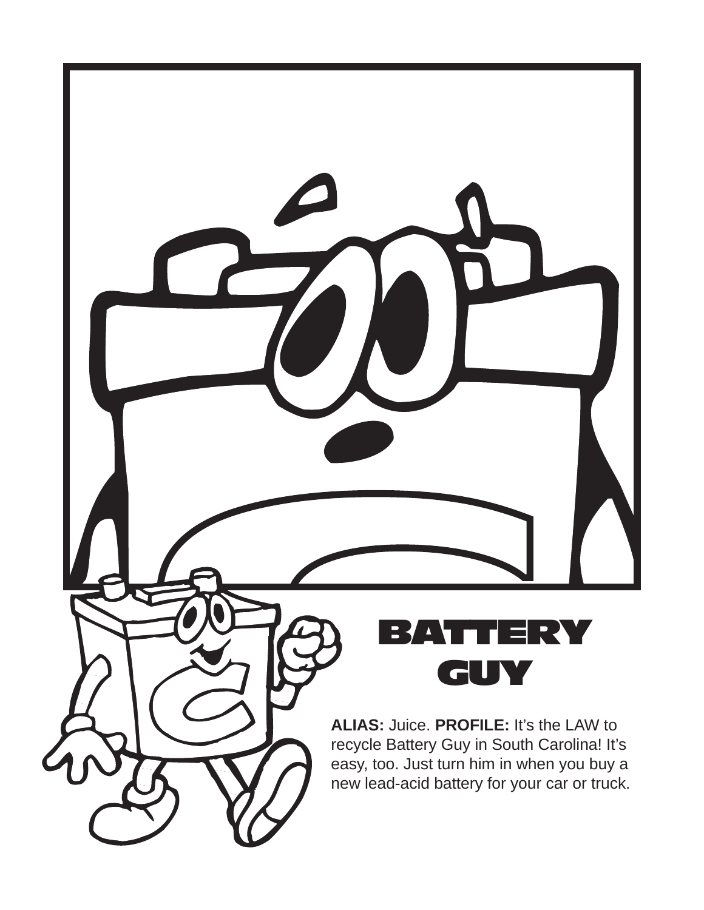# BATTERY GUY

**ALIAS:** Juice. **PROFILE:** It's the LAW to recycle Battery Guy in South Carolina! It's easy, too. Just turn him in when you buy a new lead-acid battery for your car or truck.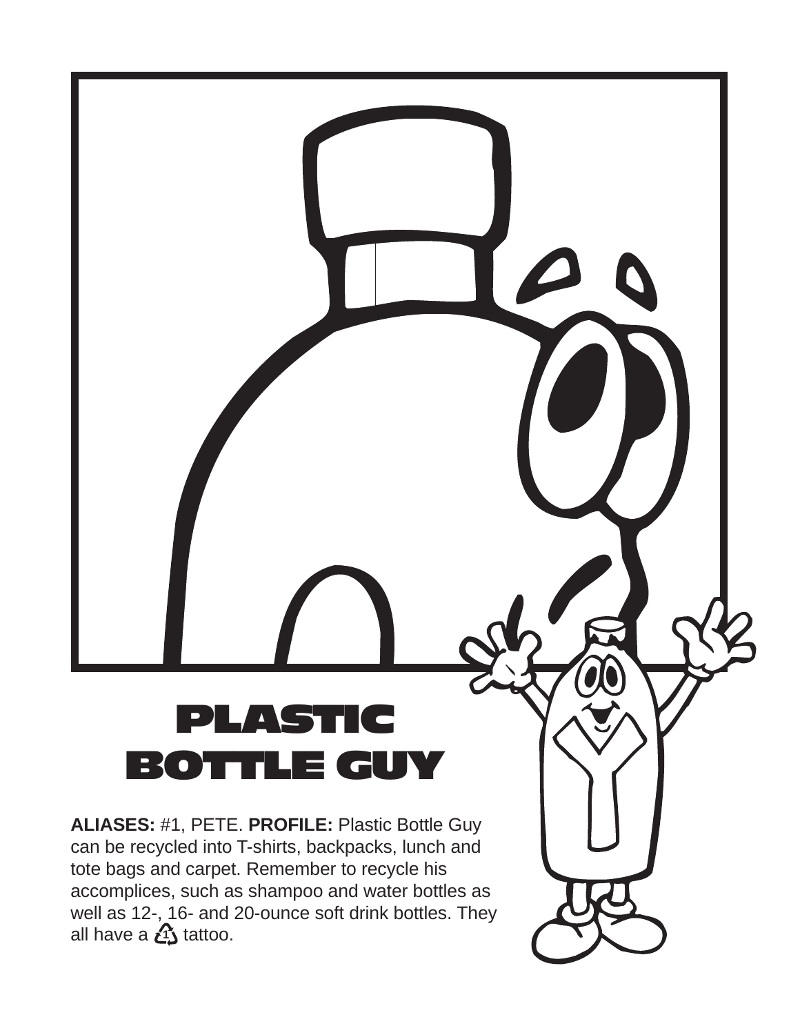# PLASTIC BOTTLE GUY

**ALIASES:** #1, PETE. **PROFILE:** Plastic Bottle Guy can be recycled into T-shirts, backpacks, lunch and tote bags and carpet. Remember to recycle his accomplices, such as shampoo and water bottles as well as 12-, 16- and 20-ounce soft drink bottles. They all have a ♳ tattoo.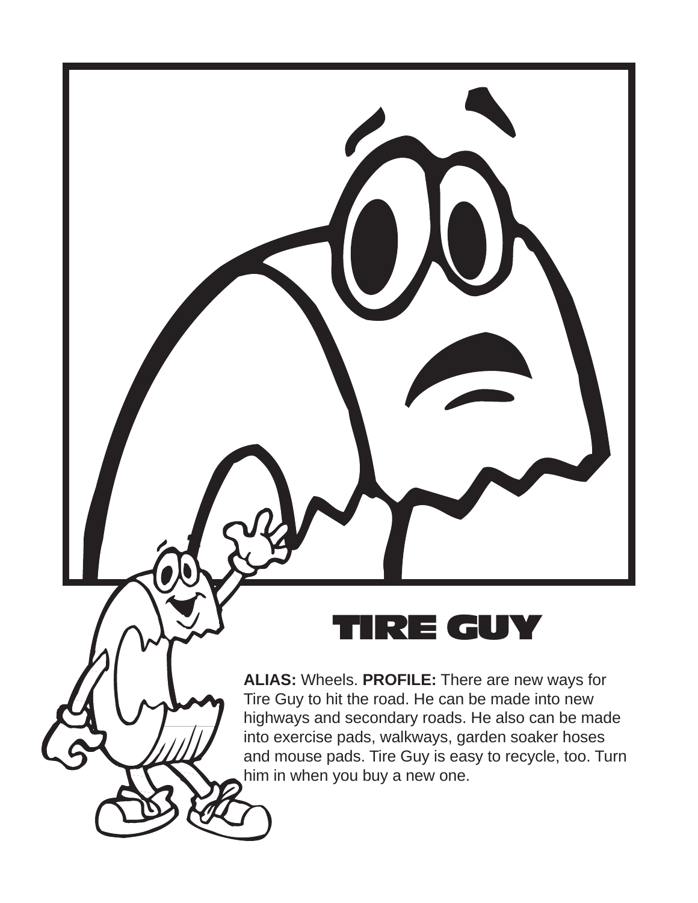# TIRE GUY

**ALIAS:** Wheels. **PROFILE:** There are new ways for Tire Guy to hit the road. He can be made into new highways and secondary roads. He also can be made into exercise pads, walkways, garden soaker hoses and mouse pads. Tire Guy is easy to recycle, too. Turn him in when you buy a new one.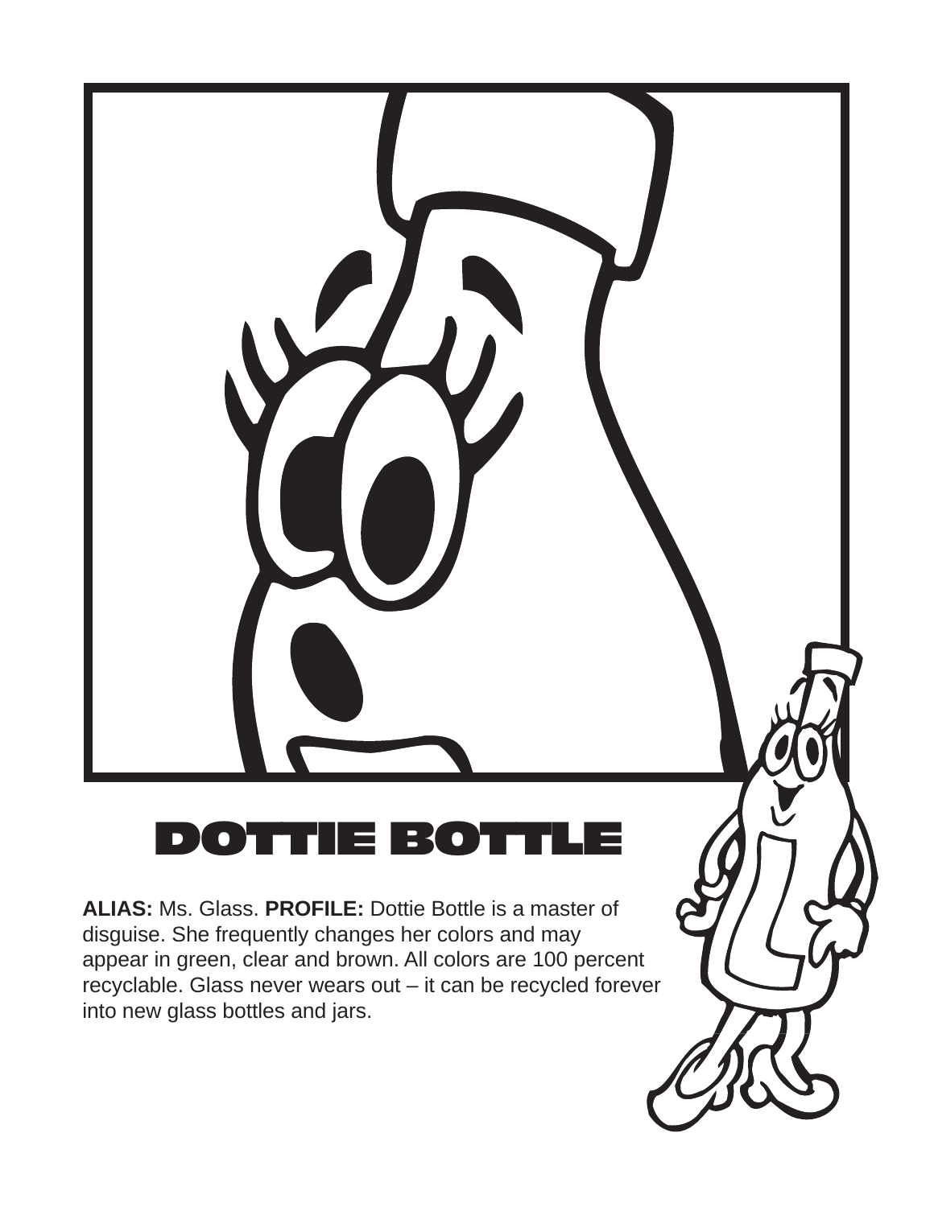# DOTTIE BOTTLE

**ALIAS:** Ms. Glass. **PROFILE:** Dottie Bottle is a master of disguise. She frequently changes her colors and may appear in green, clear and brown. All colors are 100 percent recyclable. Glass never wears out – it can be recycled forever into new glass bottles and jars.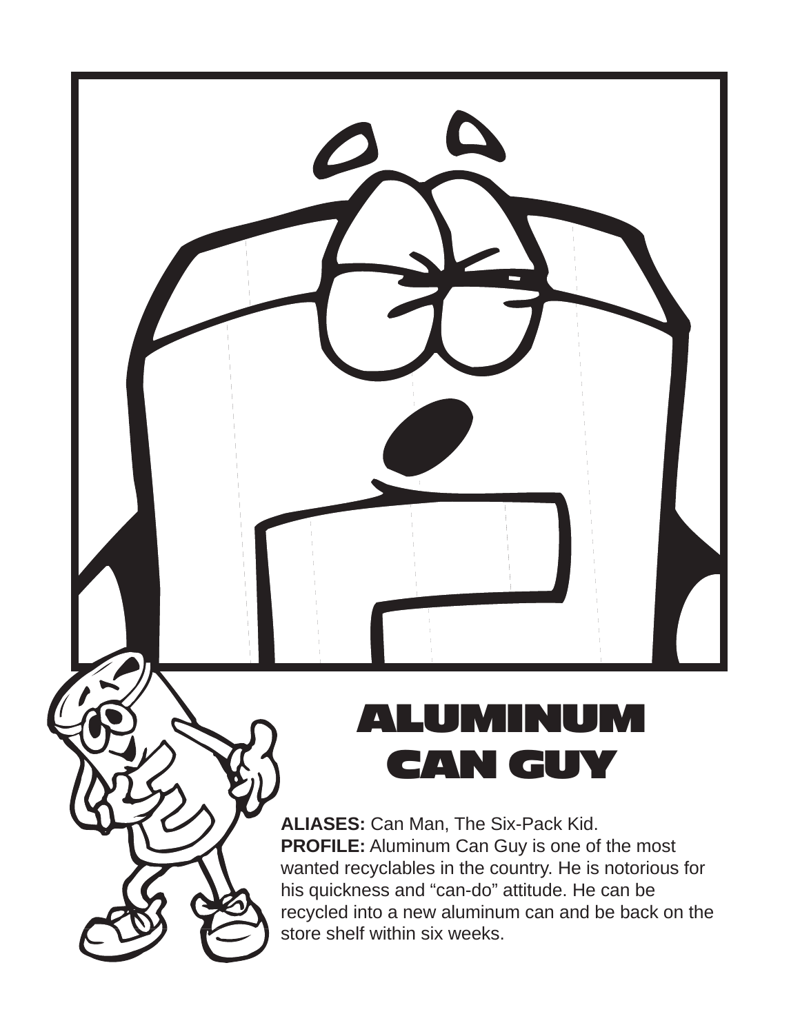# ALUMINUM CAN GUY

**ALIASES:** Can Man, The Six-Pack Kid.

**PROFILE:** Aluminum Can Guy is one of the most wanted recyclables in the country. He is notorious for his quickness and “can-do” attitude. He can be recycled into a new aluminum can and be back on the store shelf within six weeks.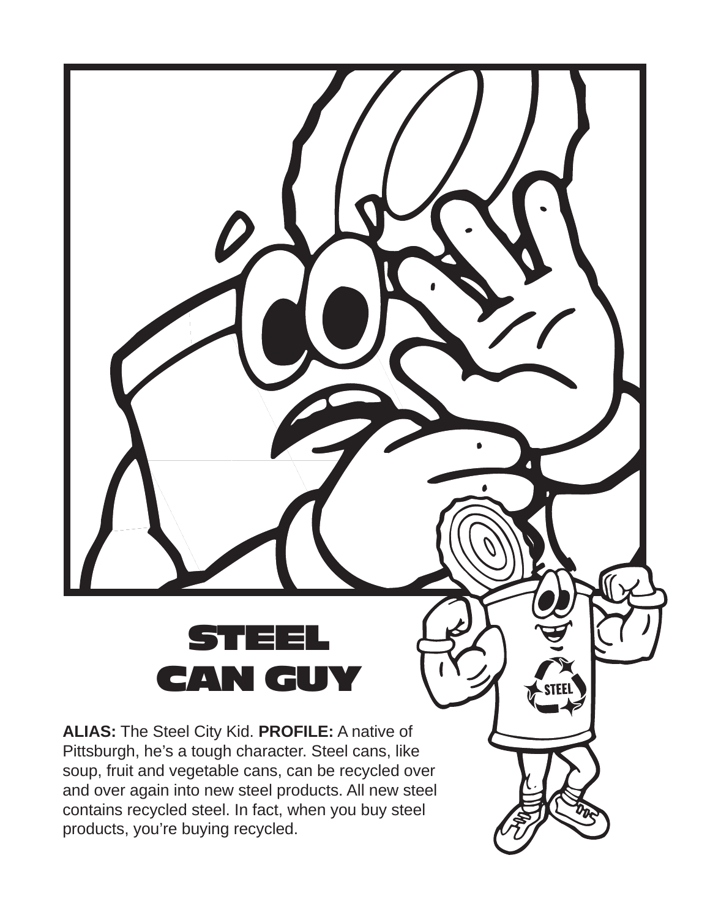# STEEL CAN GUY

**ALIAS:** The Steel City Kid. **PROFILE:** A native of Pittsburgh, he's a tough character. Steel cans, like soup, fruit and vegetable cans, can be recycled over and over again into new steel products. All new steel contains recycled steel. In fact, when you buy steel products, you're buying recycled.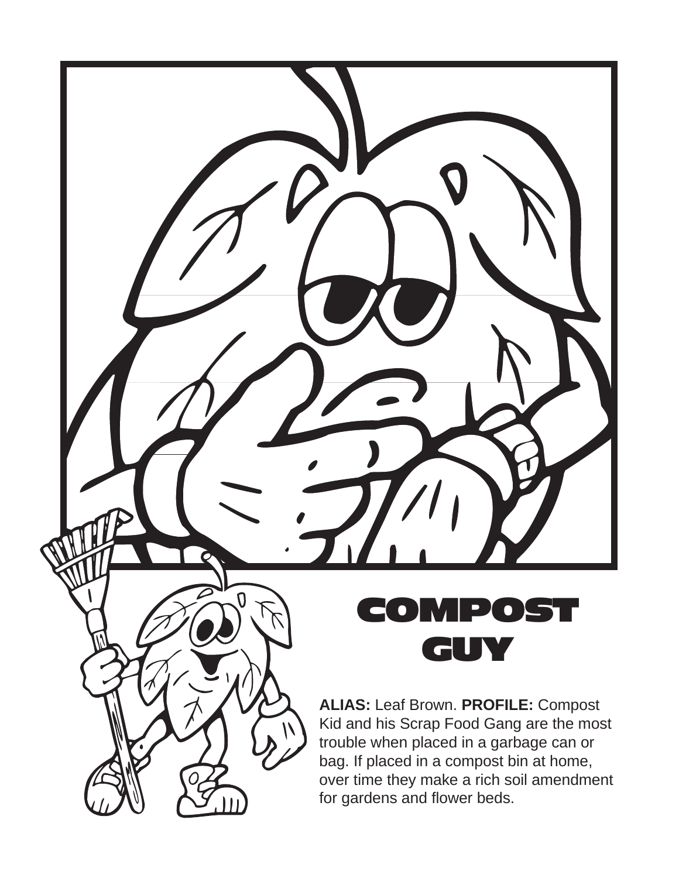# COMPOST GUY

**ALIAS:** Leaf Brown. **PROFILE:** Compost Kid and his Scrap Food Gang are the most trouble when placed in a garbage can or bag. If placed in a compost bin at home, over time they make a rich soil amendment for gardens and flower beds.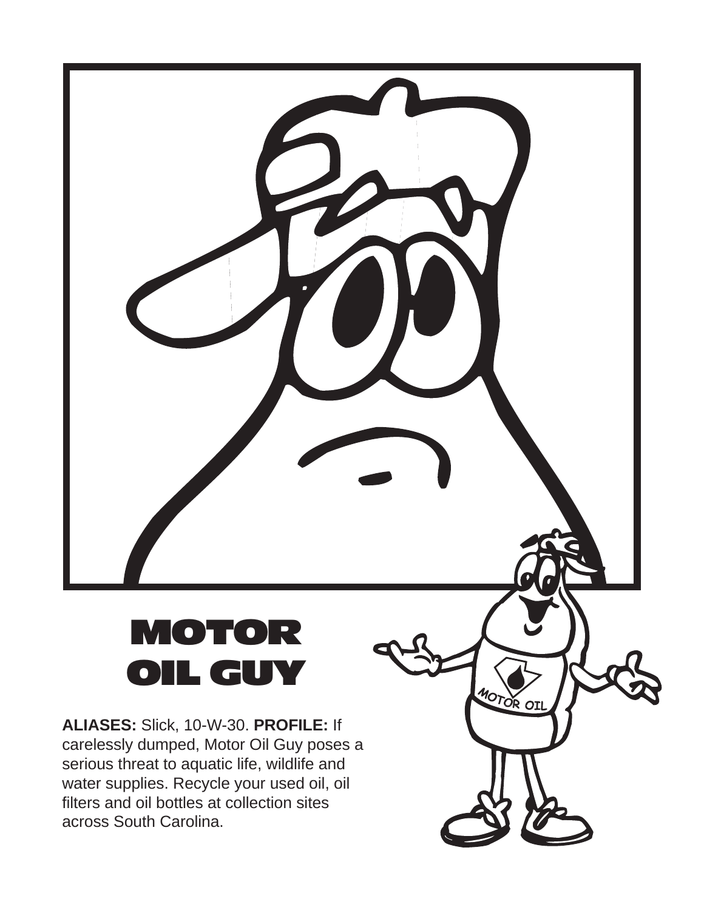# MOTOR OIL GUY

**ALIASES:** Slick, 10-W-30. **PROFILE:** If carelessly dumped, Motor Oil Guy poses a serious threat to aquatic life, wildlife and water supplies. Recycle your used oil, oil filters and oil bottles at collection sites across South Carolina.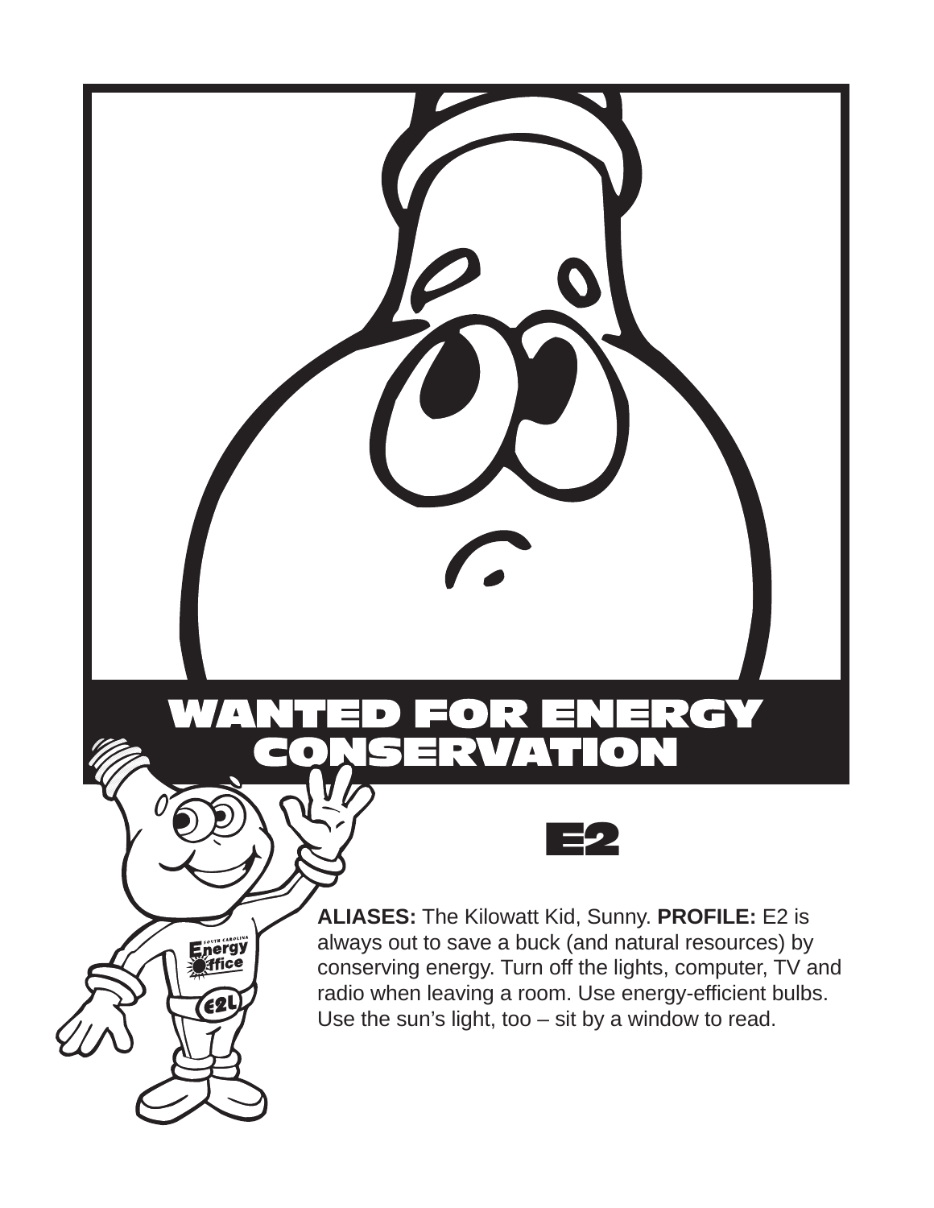# WANTED FOR ENERGY CONSERVATION

## E2

**ALIASES:** The Kilowatt Kid, Sunny. **PROFILE:** E2 is always out to save a buck (and natural resources) by conserving energy. Turn off the lights, computer, TV and radio when leaving a room. Use energy-efficient bulbs. Use the sun's light, too – sit by a window to read.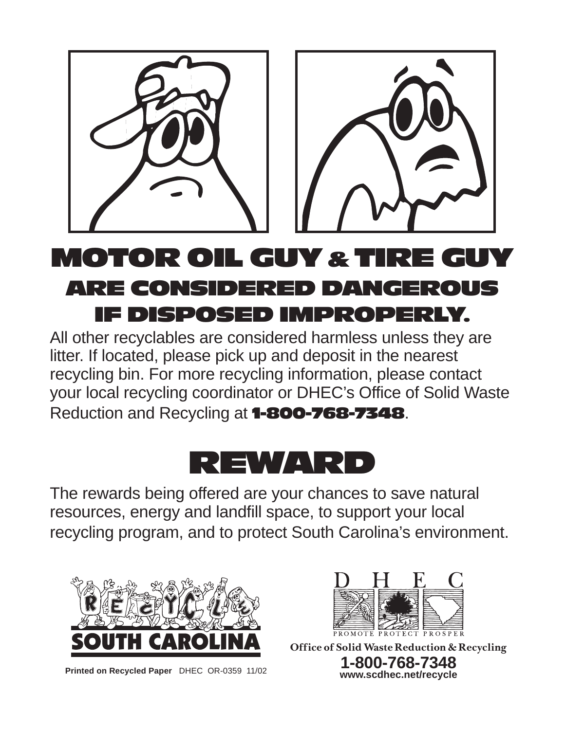# MOTOR OIL GUY & TIRE GUY

## ARE CONSIDERED DANGEROUS IF DISPOSED IMPROPERLY.

All other recyclables are considered harmless unless they are litter. If located, please pick up and deposit in the nearest recycling bin. For more recycling information, please contact your local recycling coordinator or DHEC's Office of Solid Waste Reduction and Recycling at **1-800-768-7348**.

# REWARD

The rewards being offered are your chances to save natural resources, energy and landfill space, to support your local recycling program, and to protect South Carolina's environment.

RECYCLE SOUTH CAROLINA

DHEC

PROMOTE PROTECT PROSPER

Office of Solid Waste Reduction & Recycling

**1-800-768-7348**

**www.scdhec.net/recycle**

**Printed on Recycled Paper** DHEC OR-0359 11/02